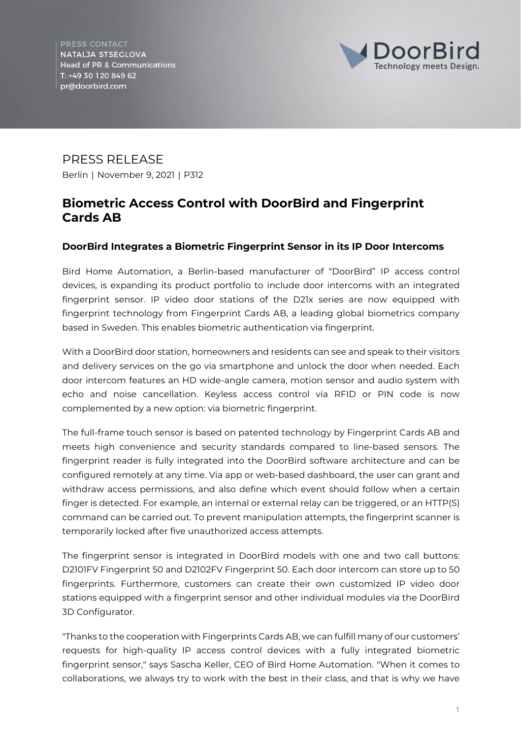PRESS CONTACT
NATALJA STSEGLOVA
Head of PR & Communications
T: +49 30 120 849 62
pr@doorbird.com

DoorBird
Technology meets Design.

PRESS RELEASE

Berlin | November 9, 2021 | P312

## Biometric Access Control with DoorBird and Fingerprint Cards AB

### DoorBird Integrates a Biometric Fingerprint Sensor in its IP Door Intercoms

Bird Home Automation, a Berlin-based manufacturer of "DoorBird" IP access control devices, is expanding its product portfolio to include door intercoms with an integrated fingerprint sensor. IP video door stations of the D21x series are now equipped with fingerprint technology from Fingerprint Cards AB, a leading global biometrics company based in Sweden. This enables biometric authentication via fingerprint.

With a DoorBird door station, homeowners and residents can see and speak to their visitors and delivery services on the go via smartphone and unlock the door when needed. Each door intercom features an HD wide-angle camera, motion sensor and audio system with echo and noise cancellation. Keyless access control via RFID or PIN code is now complemented by a new option: via biometric fingerprint.

The full-frame touch sensor is based on patented technology by Fingerprint Cards AB and meets high convenience and security standards compared to line-based sensors. The fingerprint reader is fully integrated into the DoorBird software architecture and can be configured remotely at any time. Via app or web-based dashboard, the user can grant and withdraw access permissions, and also define which event should follow when a certain finger is detected. For example, an internal or external relay can be triggered, or an HTTP(S) command can be carried out. To prevent manipulation attempts, the fingerprint scanner is temporarily locked after five unauthorized access attempts.

The fingerprint sensor is integrated in DoorBird models with one and two call buttons: D2101FV Fingerprint 50 and D2102FV Fingerprint 50. Each door intercom can store up to 50 fingerprints. Furthermore, customers can create their own customized IP video door stations equipped with a fingerprint sensor and other individual modules via the DoorBird 3D Configurator.

"Thanks to the cooperation with Fingerprints Cards AB, we can fulfill many of our customers' requests for high-quality IP access control devices with a fully integrated biometric fingerprint sensor," says Sascha Keller, CEO of Bird Home Automation. "When it comes to collaborations, we always try to work with the best in their class, and that is why we have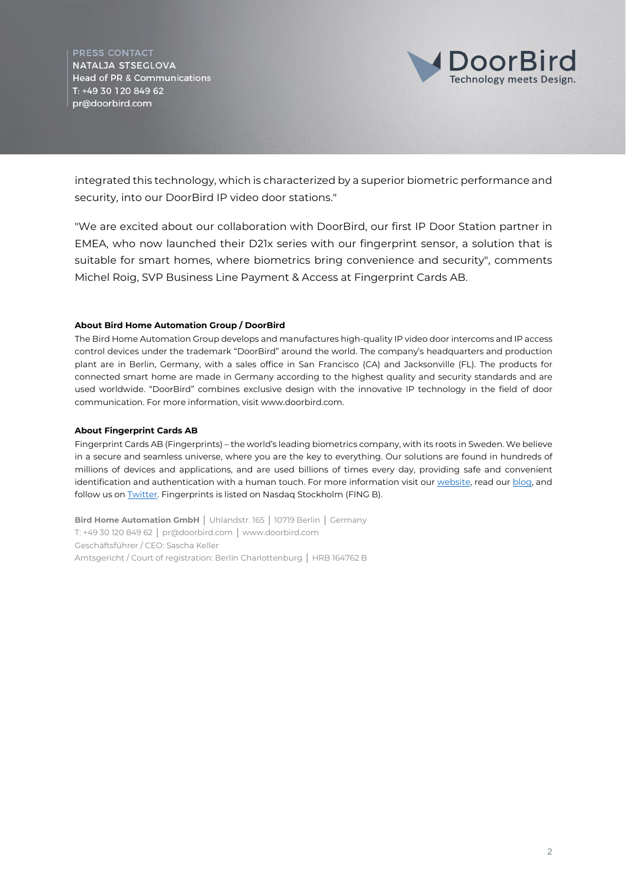PRESS CONTACT
NATALJA STSEGLOVA
Head of PR & Communications
T: +49 30 120 849 62
pr@doorbird.com

DoorBird
Technology meets Design.

integrated this technology, which is characterized by a superior biometric performance and security, into our DoorBird IP video door stations."

"We are excited about our collaboration with DoorBird, our first IP Door Station partner in EMEA, who now launched their D21x series with our fingerprint sensor, a solution that is suitable for smart homes, where biometrics bring convenience and security", comments Michel Roig, SVP Business Line Payment & Access at Fingerprint Cards AB.

**About Bird Home Automation Group / DoorBird**

The Bird Home Automation Group develops and manufactures high-quality IP video door intercoms and IP access control devices under the trademark "DoorBird" around the world. The company's headquarters and production plant are in Berlin, Germany, with a sales office in San Francisco (CA) and Jacksonville (FL). The products for connected smart home are made in Germany according to the highest quality and security standards and are used worldwide. "DoorBird" combines exclusive design with the innovative IP technology in the field of door communication. For more information, visit www.doorbird.com.

**About Fingerprint Cards AB**

Fingerprint Cards AB (Fingerprints) – the world's leading biometrics company, with its roots in Sweden. We believe in a secure and seamless universe, where you are the key to everything. Our solutions are found in hundreds of millions of devices and applications, and are used billions of times every day, providing safe and convenient identification and authentication with a human touch. For more information visit our website, read our blog, and follow us on Twitter. Fingerprints is listed on Nasdaq Stockholm (FING B).

**Bird Home Automation GmbH** | Uhlandstr. 165 | 10719 Berlin | Germany
T: +49 30 120 849 62 | pr@doorbird.com | www.doorbird.com
Geschäftsführer / CEO: Sascha Keller
Amtsgericht / Court of registration: Berlin Charlottenburg | HRB 164762 B